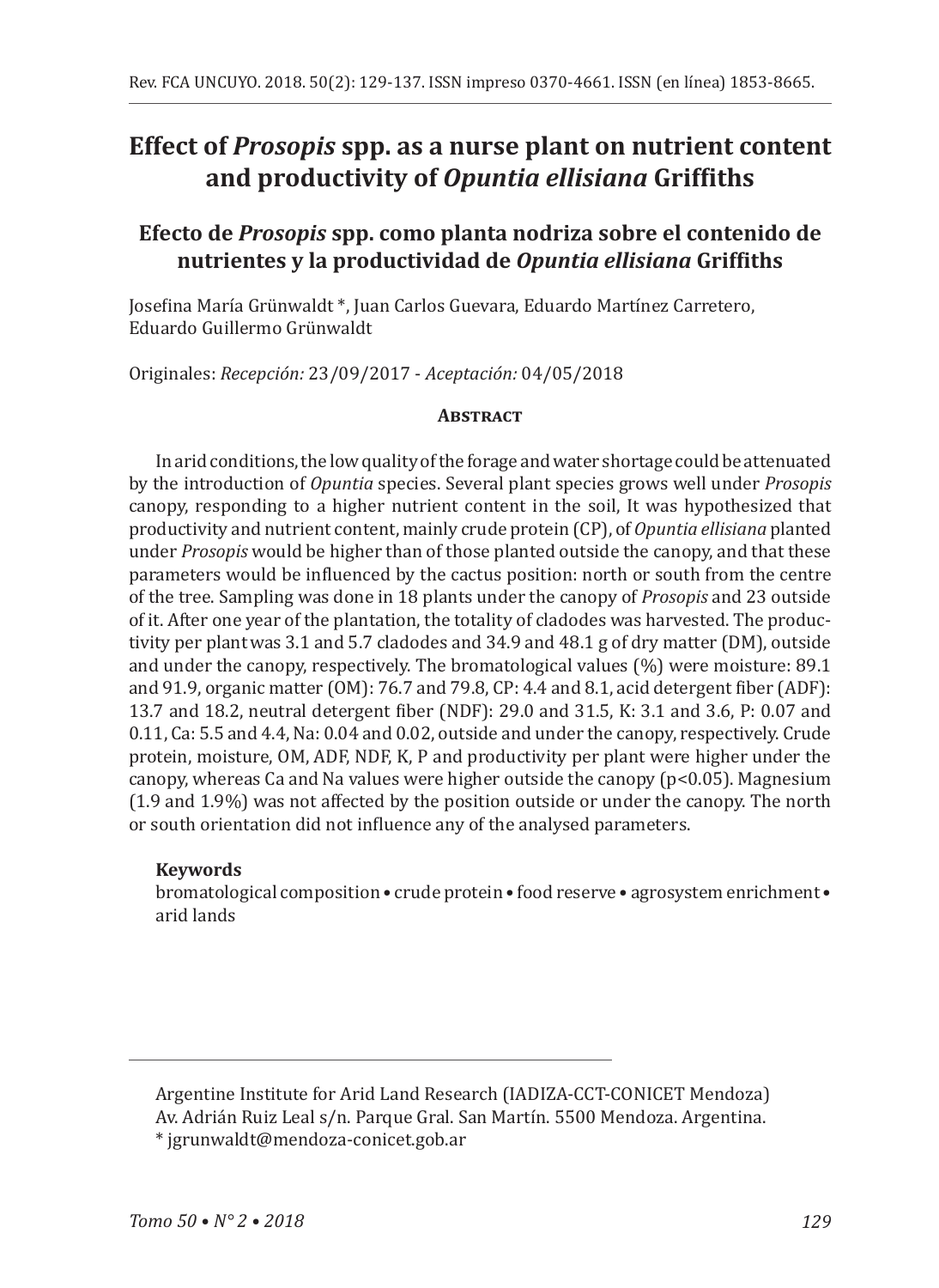# Effect of *Prosopis* spp. as a nurse plant on nutrient content and productivity of *Opuntia ellisiana* Griffiths

## Efecto de *Prosopis* spp. como planta nodriza sobre el contenido de nutrientes y la productividad de *Opuntia ellisiana* Griffiths

Josefina María Grünwaldt *, Juan Carlos Guevara, Eduardo Martínez Carretero, Eduardo Guillermo Grünwaldt

Originales: *Recepción:* 23/09/2017 - *Aceptación:* 04/05/2018

### Abstract

In arid conditions, the low quality of the forage and water shortage could be attenuated by the introduction of *Opuntia* species. Several plant species grows well under *Prosopis* canopy, responding to a higher nutrient content in the soil, It was hypothesized that productivity and nutrient content, mainly crude protein (CP), of *Opuntia ellisiana* planted under *Prosopis* would be higher than of those planted outside the canopy, and that these parameters would be influenced by the cactus position: north or south from the centre of the tree. Sampling was done in 18 plants under the canopy of *Prosopis* and 23 outside of it. After one year of the plantation, the totality of cladodes was harvested. The productivity per plant was 3.1 and 5.7 cladodes and 34.9 and 48.1 g of dry matter (DM), outside and under the canopy, respectively. The bromatological values (%) were moisture: 89.1 and 91.9, organic matter (OM): 76.7 and 79.8, CP: 4.4 and 8.1, acid detergent fiber (ADF): 13.7 and 18.2, neutral detergent fiber (NDF): 29.0 and 31.5, K: 3.1 and 3.6, P: 0.07 and 0.11, Ca: 5.5 and 4.4, Na: 0.04 and 0.02, outside and under the canopy, respectively. Crude protein, moisture, OM, ADF, NDF, K, P and productivity per plant were higher under the canopy, whereas Ca and Na values were higher outside the canopy ($p<0.05$). Magnesium (1.9 and 1.9%) was not affected by the position outside or under the canopy. The north or south orientation did not influence any of the analysed parameters.

**Keywords**

bromatological composition • crude protein • food reserve • agrosystem enrichment • arid lands

---

Argentine Institute for Arid Land Research (IADIZA-CCT-CONICET Mendoza)
Av. Adrián Ruiz Leal s/n. Parque Gral. San Martín. 5500 Mendoza. Argentina.
* jgrunwaldt@mendoza-conicet.gob.ar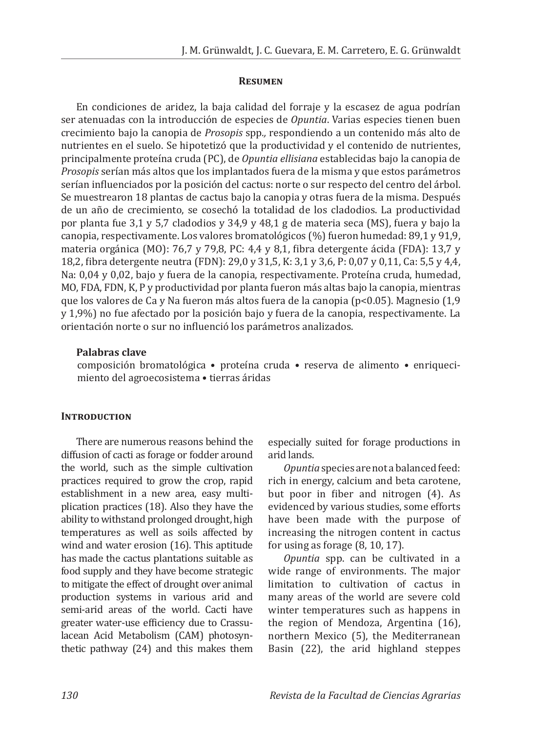## Resumen

En condiciones de aridez, la baja calidad del forraje y la escasez de agua podrían ser atenuadas con la introducción de especies de *Opuntia*. Varias especies tienen buen crecimiento bajo la canopia de *Prosopis* spp., respondiendo a un contenido más alto de nutrientes en el suelo. Se hipotetizó que la productividad y el contenido de nutrientes, principalmente proteína cruda (PC), de *Opuntia ellisiana* establecidas bajo la canopia de *Prosopis* serían más altos que los implantados fuera de la misma y que estos parámetros serían influenciados por la posición del cactus: norte o sur respecto del centro del árbol. Se muestrearon 18 plantas de cactus bajo la canopia y otras fuera de la misma. Después de un año de crecimiento, se cosechó la totalidad de los cladodios. La productividad por planta fue 3,1 y 5,7 cladodios y 34,9 y 48,1 g de materia seca (MS), fuera y bajo la canopia, respectivamente. Los valores bromatológicos (%) fueron humedad: 89,1 y 91,9, materia orgánica (MO): 76,7 y 79,8, PC: 4,4 y 8,1, fibra detergente ácida (FDA): 13,7 y 18,2, fibra detergente neutra (FDN): 29,0 y 31,5, K: 3,1 y 3,6, P: 0,07 y 0,11, Ca: 5,5 y 4,4, Na: 0,04 y 0,02, bajo y fuera de la canopia, respectivamente. Proteína cruda, humedad, MO, FDA, FDN, K, P y productividad por planta fueron más altas bajo la canopia, mientras que los valores de Ca y Na fueron más altos fuera de la canopia ($p<0.05$). Magnesio (1,9 y 1,9%) no fue afectado por la posición bajo y fuera de la canopia, respectivamente. La orientación norte o sur no influenció los parámetros analizados.

**Palabras clave**

composición bromatológica • proteína cruda • reserva de alimento • enriquecimiento del agroecosistema • tierras áridas

## Introduction

There are numerous reasons behind the diffusion of cacti as forage or fodder around the world, such as the simple cultivation practices required to grow the crop, rapid establishment in a new area, easy multiplication practices (18). Also they have the ability to withstand prolonged drought, high temperatures as well as soils affected by wind and water erosion (16). This aptitude has made the cactus plantations suitable as food supply and they have become strategic to mitigate the effect of drought over animal production systems in various arid and semi-arid areas of the world. Cacti have greater water-use efficiency due to Crassulacean Acid Metabolism (CAM) photosynthetic pathway (24) and this makes them especially suited for forage productions in arid lands.

*Opuntia* species are not a balanced feed: rich in energy, calcium and beta carotene, but poor in fiber and nitrogen (4). As evidenced by various studies, some efforts have been made with the purpose of increasing the nitrogen content in cactus for using as forage (8, 10, 17).

*Opuntia* spp. can be cultivated in a wide range of environments. The major limitation to cultivation of cactus in many areas of the world are severe cold winter temperatures such as happens in the region of Mendoza, Argentina (16), northern Mexico (5), the Mediterranean Basin (22), the arid highland steppes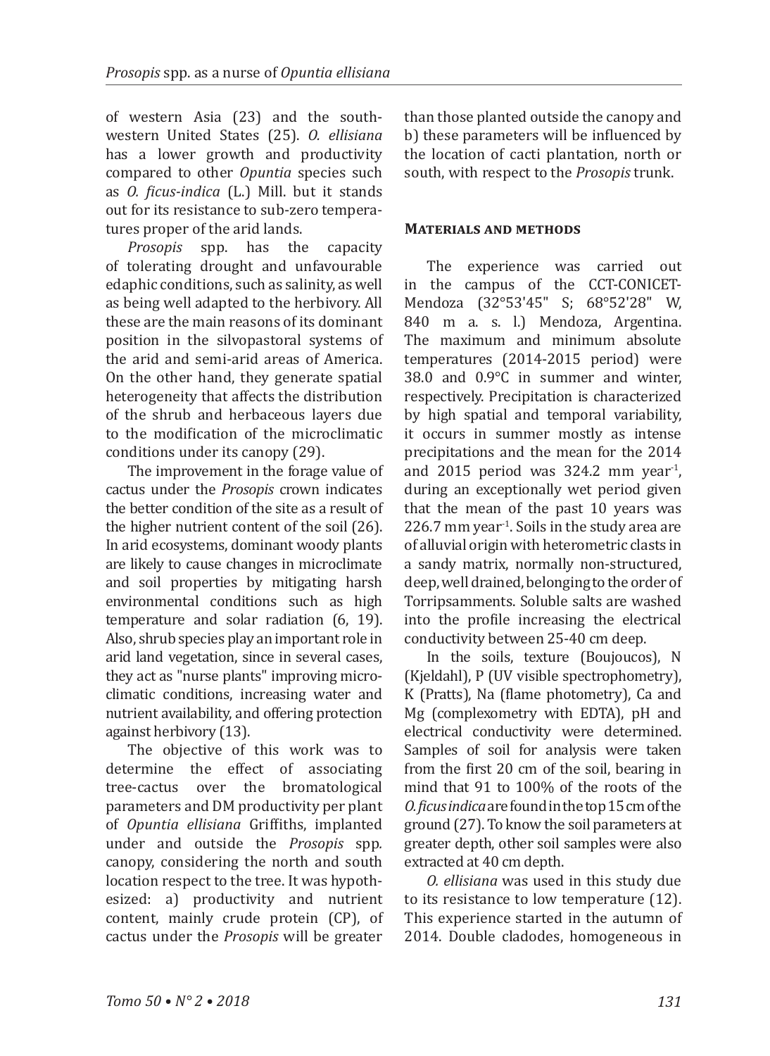of western Asia (23) and the south-western United States (25). *O. ellisiana* has a lower growth and productivity compared to other *Opuntia* species such as *O. ficus-indica* (L.) Mill. but it stands out for its resistance to sub-zero temperatures proper of the arid lands.

*Prosopis* spp. has the capacity of tolerating drought and unfavourable edaphic conditions, such as salinity, as well as being well adapted to the herbivory. All these are the main reasons of its dominant position in the silvopastoral systems of the arid and semi-arid areas of America. On the other hand, they generate spatial heterogeneity that affects the distribution of the shrub and herbaceous layers due to the modification of the microclimatic conditions under its canopy (29).

The improvement in the forage value of cactus under the *Prosopis* crown indicates the better condition of the site as a result of the higher nutrient content of the soil (26). In arid ecosystems, dominant woody plants are likely to cause changes in microclimate and soil properties by mitigating harsh environmental conditions such as high temperature and solar radiation (6, 19). Also, shrub species play an important role in arid land vegetation, since in several cases, they act as "nurse plants" improving microclimatic conditions, increasing water and nutrient availability, and offering protection against herbivory (13).

The objective of this work was to determine the effect of associating tree-cactus over the bromatological parameters and DM productivity per plant of *Opuntia ellisiana* Griffiths, implanted under and outside the *Prosopis* spp. canopy, considering the north and south location respect to the tree. It was hypothesized: a) productivity and nutrient content, mainly crude protein (CP), of cactus under the *Prosopis* will be greater than those planted outside the canopy and b) these parameters will be influenced by the location of cacti plantation, north or south, with respect to the *Prosopis* trunk.

## Materials and methods

The experience was carried out in the campus of the CCT-CONICET-Mendoza (32°53'45" S; 68°52'28" W, 840 m a. s. l.) Mendoza, Argentina. The maximum and minimum absolute temperatures (2014-2015 period) were 38.0 and 0.9°C in summer and winter, respectively. Precipitation is characterized by high spatial and temporal variability, it occurs in summer mostly as intense precipitations and the mean for the 2014 and 2015 period was 324.2 mm year$^{-1}$, during an exceptionally wet period given that the mean of the past 10 years was 226.7 mm year$^{-1}$. Soils in the study area are of alluvial origin with heterometric clasts in a sandy matrix, normally non-structured, deep, well drained, belonging to the order of Torripsamments. Soluble salts are washed into the profile increasing the electrical conductivity between 25-40 cm deep.

In the soils, texture (Boujoucos), N (Kjeldahl), P (UV visible spectrophometry), K (Pratts), Na (flame photometry), Ca and Mg (complexometry with EDTA), pH and electrical conductivity were determined. Samples of soil for analysis were taken from the first 20 cm of the soil, bearing in mind that 91 to 100% of the roots of the *O. ficus indica* are found in the top 15 cm of the ground (27). To know the soil parameters at greater depth, other soil samples were also extracted at 40 cm depth.

*O. ellisiana* was used in this study due to its resistance to low temperature (12). This experience started in the autumn of 2014. Double cladodes, homogeneous in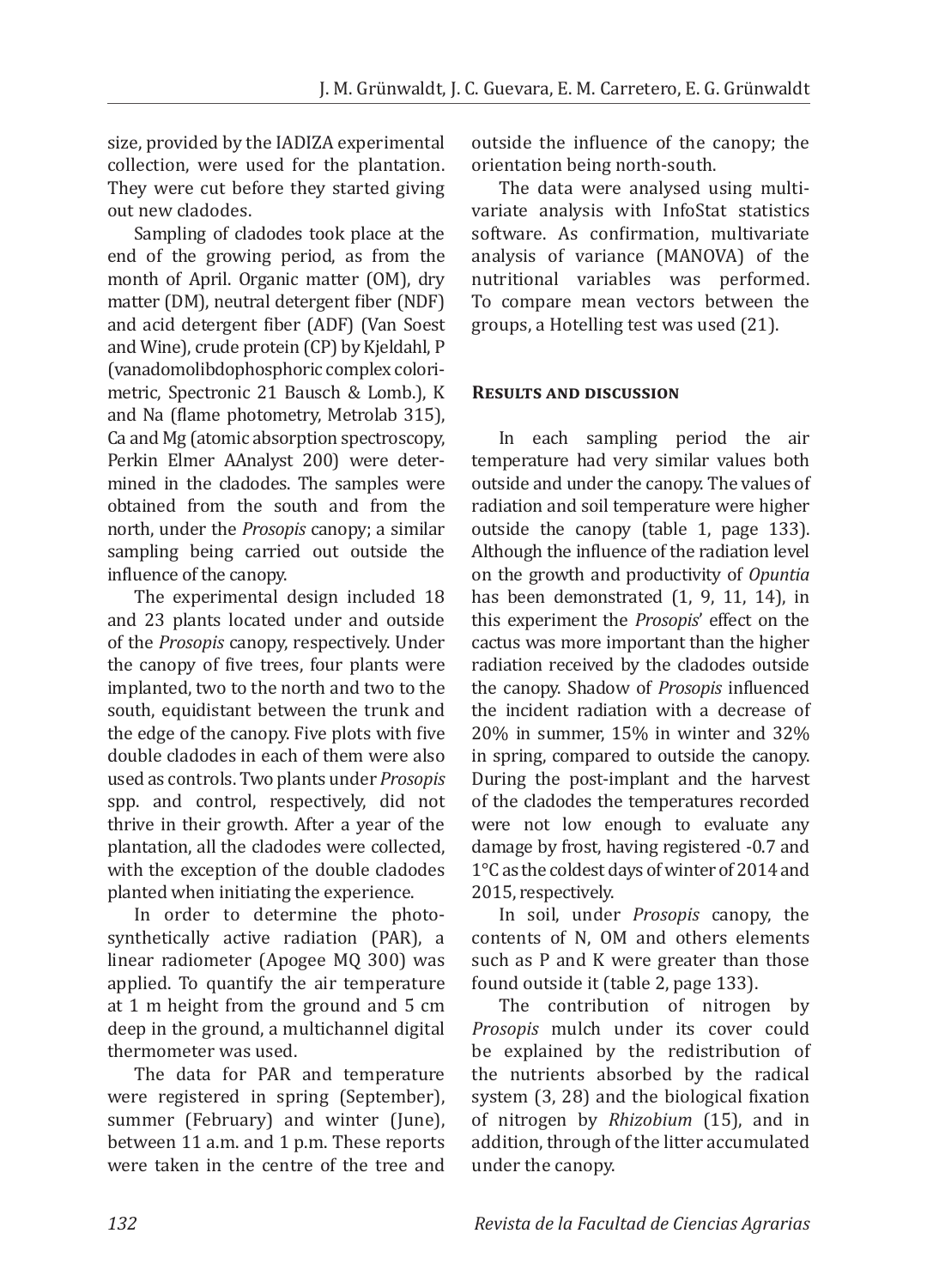size, provided by the IADIZA experimental collection, were used for the plantation. They were cut before they started giving out new cladodes.

Sampling of cladodes took place at the end of the growing period, as from the month of April. Organic matter (OM), dry matter (DM), neutral detergent fiber (NDF) and acid detergent fiber (ADF) (Van Soest and Wine), crude protein (CP) by Kjeldahl, P (vanadomolibdophosphoric complex colorimetric, Spectronic 21 Bausch & Lomb.), K and Na (flame photometry, Metrolab 315), Ca and Mg (atomic absorption spectroscopy, Perkin Elmer AAnalyst 200) were determined in the cladodes. The samples were obtained from the south and from the north, under the *Prosopis* canopy; a similar sampling being carried out outside the influence of the canopy.

The experimental design included 18 and 23 plants located under and outside of the *Prosopis* canopy, respectively. Under the canopy of five trees, four plants were implanted, two to the north and two to the south, equidistant between the trunk and the edge of the canopy. Five plots with five double cladodes in each of them were also used as controls. Two plants under *Prosopis* spp. and control, respectively, did not thrive in their growth. After a year of the plantation, all the cladodes were collected, with the exception of the double cladodes planted when initiating the experience.

In order to determine the photosynthetically active radiation (PAR), a linear radiometer (Apogee MQ 300) was applied. To quantify the air temperature at 1 m height from the ground and 5 cm deep in the ground, a multichannel digital thermometer was used.

The data for PAR and temperature were registered in spring (September), summer (February) and winter (June), between 11 a.m. and 1 p.m. These reports were taken in the centre of the tree and outside the influence of the canopy; the orientation being north-south.

The data were analysed using multivariate analysis with InfoStat statistics software. As confirmation, multivariate analysis of variance (MANOVA) of the nutritional variables was performed. To compare mean vectors between the groups, a Hotelling test was used (21).

## Results and discussion

In each sampling period the air temperature had very similar values both outside and under the canopy. The values of radiation and soil temperature were higher outside the canopy (table 1, page 133). Although the influence of the radiation level on the growth and productivity of *Opuntia* has been demonstrated (1, 9, 11, 14), in this experiment the *Prosopis*' effect on the cactus was more important than the higher radiation received by the cladodes outside the canopy. Shadow of *Prosopis* influenced the incident radiation with a decrease of 20% in summer, 15% in winter and 32% in spring, compared to outside the canopy. During the post-implant and the harvest of the cladodes the temperatures recorded were not low enough to evaluate any damage by frost, having registered -0.7 and 1°C as the coldest days of winter of 2014 and 2015, respectively.

In soil, under *Prosopis* canopy, the contents of N, OM and others elements such as P and K were greater than those found outside it (table 2, page 133).

The contribution of nitrogen by *Prosopis* mulch under its cover could be explained by the redistribution of the nutrients absorbed by the radical system (3, 28) and the biological fixation of nitrogen by *Rhizobium* (15), and in addition, through of the litter accumulated under the canopy.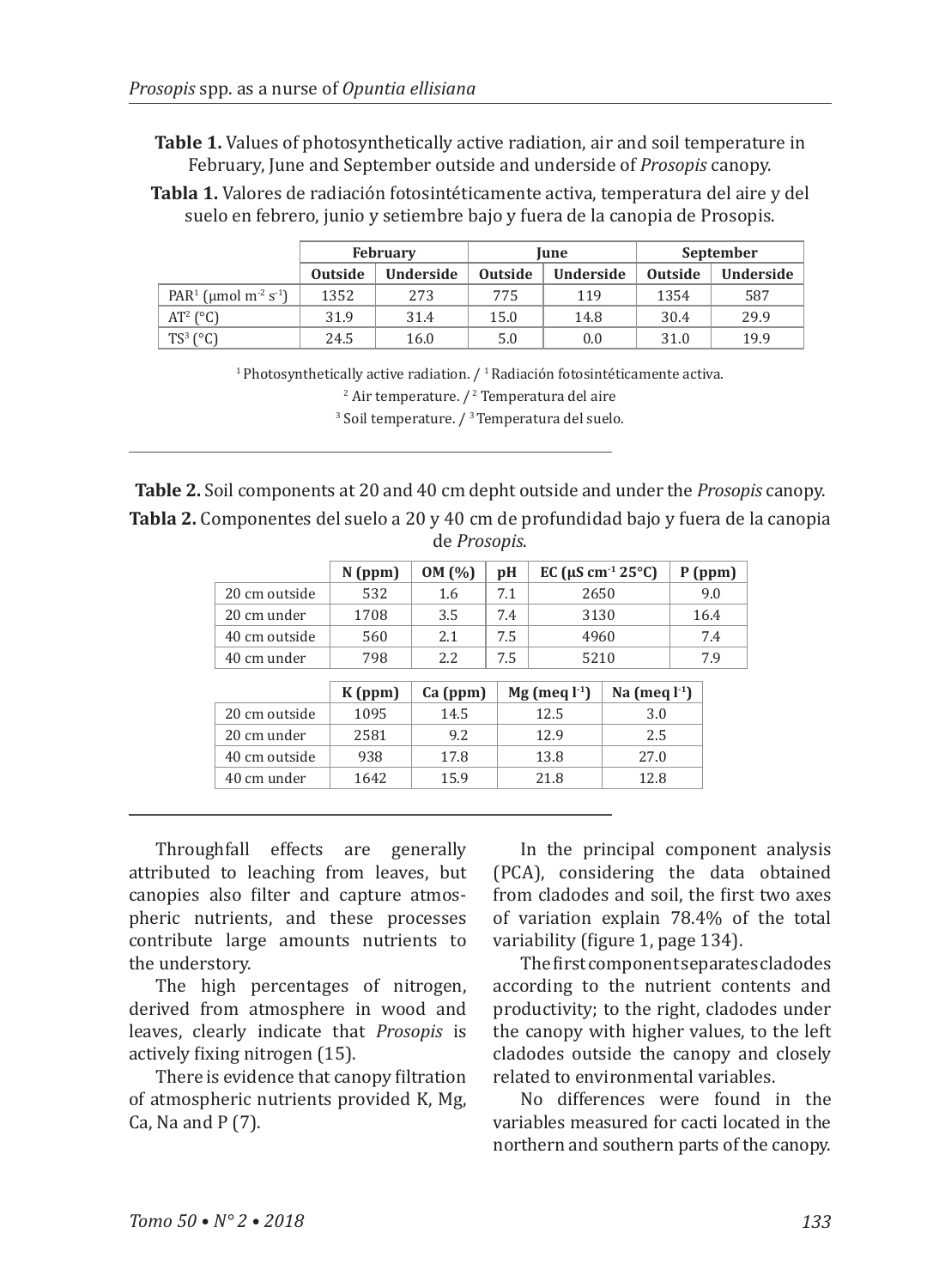**Table 1.** Values of photosynthetically active radiation, air and soil temperature in February, June and September outside and underside of *Prosopis* canopy.

**Tabla 1.** Valores de radiación fotosintéticamente activa, temperatura del aire y del suelo en febrero, junio y setiembre bajo y fuera de la canopia de Prosopis.

| | February | | June | | September | |
|---|---|---|---|---|---|---|
| | **Outside** | **Underside** | **Outside** | **Underside** | **Outside** | **Underside** |
| PAR[1] ($\mu mol\ m^{-2}\ s^{-1}$) | 1352 | 273 | 775 | 119 | 1354 | 587 |
| AT[2] (°C) | 31.9 | 31.4 | 15.0 | 14.8 | 30.4 | 29.9 |
| TS[3] (°C) | 24.5 | 16.0 | 5.0 | 0.0 | 31.0 | 19.9 |

[1] Photosynthetically active radiation. / [1] Radiación fotosintéticamente activa.

[2] Air temperature. / [2] Temperatura del aire

[3] Soil temperature. / [3] Temperatura del suelo.

**Table 2.** Soil components at 20 and 40 cm depht outside and under the *Prosopis* canopy.

**Tabla 2.** Componentes del suelo a 20 y 40 cm de profundidad bajo y fuera de la canopia de *Prosopis*.

| | N (ppm) | OM (%) | pH | EC ($\mu S\ cm^{-1}$ 25°C) | P (ppm) |
|---|---|---|---|---|---|
| 20 cm outside | 532 | 1.6 | 7.1 | 2650 | 9.0 |
| 20 cm under | 1708 | 3.5 | 7.4 | 3130 | 16.4 |
| 40 cm outside | 560 | 2.1 | 7.5 | 4960 | 7.4 |
| 40 cm under | 798 | 2.2 | 7.5 | 5210 | 7.9 |

| | K (ppm) | Ca (ppm) | Mg (meq $l^{-1}$) | Na (meq $l^{-1}$) |
|---|---|---|---|---|
| 20 cm outside | 1095 | 14.5 | 12.5 | 3.0 |
| 20 cm under | 2581 | 9.2 | 12.9 | 2.5 |
| 40 cm outside | 938 | 17.8 | 13.8 | 27.0 |
| 40 cm under | 1642 | 15.9 | 21.8 | 12.8 |

Throughfall effects are generally attributed to leaching from leaves, but canopies also filter and capture atmospheric nutrients, and these processes contribute large amounts nutrients to the understory.

The high percentages of nitrogen, derived from atmosphere in wood and leaves, clearly indicate that *Prosopis* is actively fixing nitrogen (15).

There is evidence that canopy filtration of atmospheric nutrients provided K, Mg, Ca, Na and P (7).

In the principal component analysis (PCA), considering the data obtained from cladodes and soil, the first two axes of variation explain 78.4% of the total variability (figure 1, page 134).

The first component separates cladodes according to the nutrient contents and productivity; to the right, cladodes under the canopy with higher values, to the left cladodes outside the canopy and closely related to environmental variables.

No differences were found in the variables measured for cacti located in the northern and southern parts of the canopy.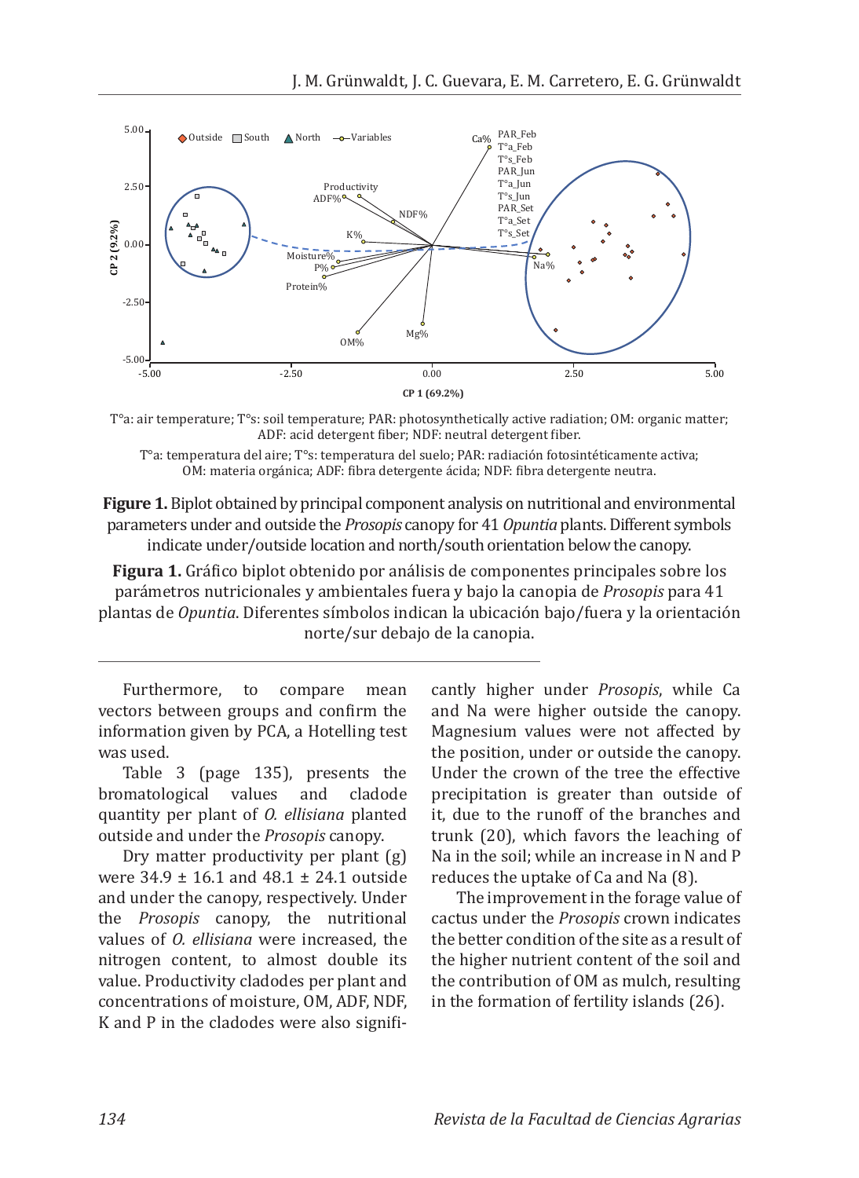T°a: air temperature; T°s: soil temperature; PAR: photosynthetically active radiation; OM: organic matter; ADF: acid detergent fiber; NDF: neutral detergent fiber.

T°a: temperatura del aire; T°s: temperatura del suelo; PAR: radiación fotosintéticamente activa; OM: materia orgánica; ADF: fibra detergente ácida; NDF: fibra detergente neutra.

**Figure 1.** Biplot obtained by principal component analysis on nutritional and environmental parameters under and outside the *Prosopis* canopy for 41 *Opuntia* plants. Different symbols indicate under/outside location and north/south orientation below the canopy.

**Figura 1.** Gráfico biplot obtenido por análisis de componentes principales sobre los parámetros nutricionales y ambientales fuera y bajo la canopia de *Prosopis* para 41 plantas de *Opuntia*. Diferentes símbolos indican la ubicación bajo/fuera y la orientación norte/sur debajo de la canopia.

Furthermore, to compare mean vectors between groups and confirm the information given by PCA, a Hotelling test was used.

Table 3 (page 135), presents the bromatological values and cladode quantity per plant of *O. ellisiana* planted outside and under the *Prosopis* canopy.

Dry matter productivity per plant (g) were 34.9 ± 16.1 and 48.1 ± 24.1 outside and under the canopy, respectively. Under the *Prosopis* canopy, the nutritional values of *O. ellisiana* were increased, the nitrogen content, to almost double its value. Productivity cladodes per plant and concentrations of moisture, OM, ADF, NDF, K and P in the cladodes were also significantly higher under *Prosopis*, while Ca and Na were higher outside the canopy. Magnesium values were not affected by the position, under or outside the canopy. Under the crown of the tree the effective precipitation is greater than outside of it, due to the runoff of the branches and trunk (20), which favors the leaching of Na in the soil; while an increase in N and P reduces the uptake of Ca and Na (8).

The improvement in the forage value of cactus under the *Prosopis* crown indicates the better condition of the site as a result of the higher nutrient content of the soil and the contribution of OM as mulch, resulting in the formation of fertility islands (26).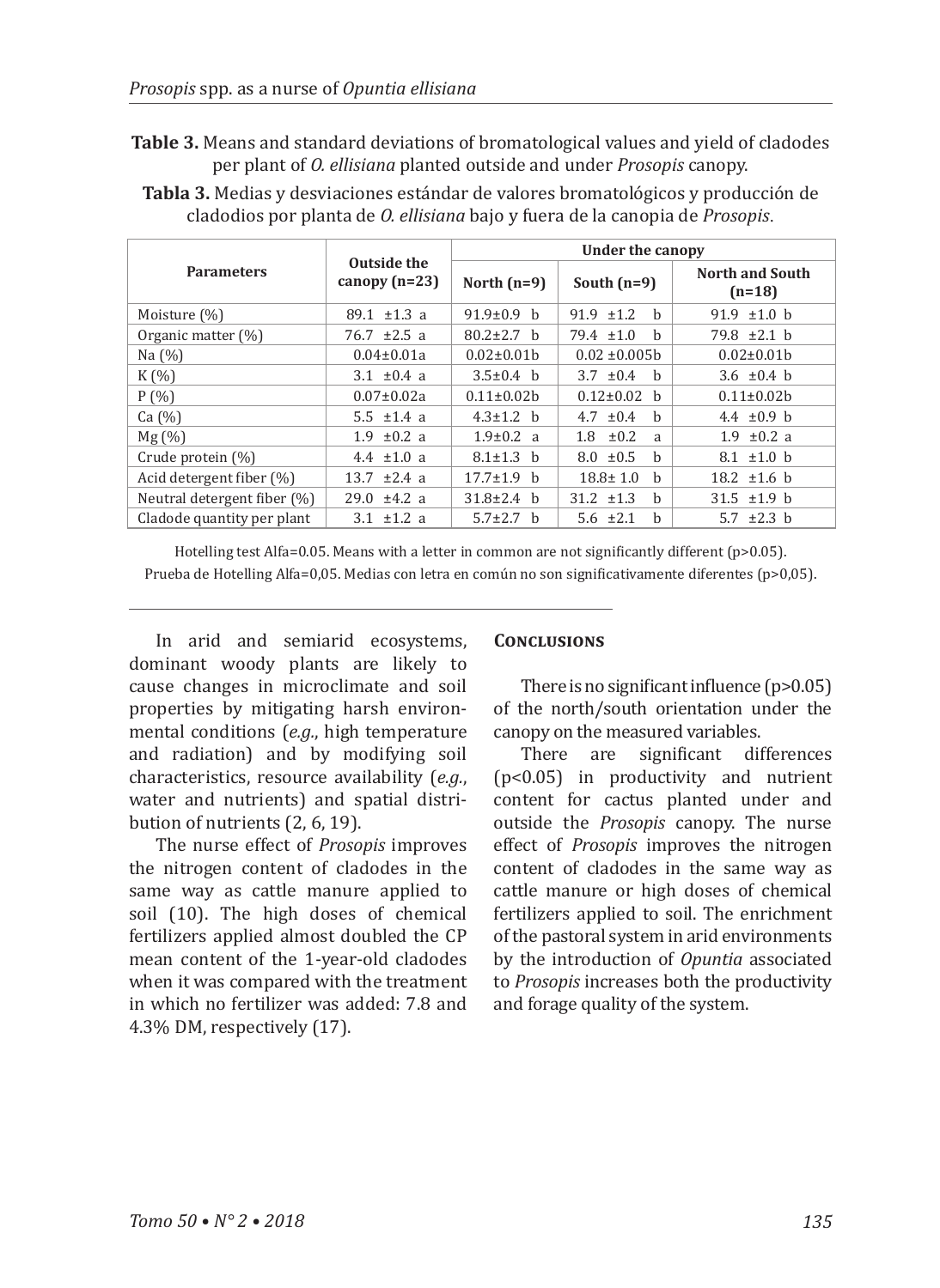**Table 3.** Means and standard deviations of bromatological values and yield of cladodes per plant of *O. ellisiana* planted outside and under *Prosopis* canopy.

**Tabla 3.** Medias y desviaciones estándar de valores bromatológicos y producción de cladodios por planta de *O. ellisiana* bajo y fuera de la canopia de *Prosopis*.

| Parameters | Outside the canopy (n=23) | Under the canopy | | |
|---|---|---|---|---|
| | | North (n=9) | South (n=9) | North and South (n=18) |
| Moisture (%) | 89.1 ±1.3 a | 91.9±0.9 b | 91.9 ±1.2 b | 91.9 ±1.0 b |
| Organic matter (%) | 76.7 ±2.5 a | 80.2±2.7 b | 79.4 ±1.0 b | 79.8 ±2.1 b |
| Na (%) | 0.04±0.01a | 0.02±0.01b | 0.02 ±0.005b | 0.02±0.01b |
| K (%) | 3.1 ±0.4 a | 3.5±0.4 b | 3.7 ±0.4 b | 3.6 ±0.4 b |
| P (%) | 0.07±0.02a | 0.11±0.02b | 0.12±0.02 b | 0.11±0.02b |
| Ca (%) | 5.5 ±1.4 a | 4.3±1.2 b | 4.7 ±0.4 b | 4.4 ±0.9 b |
| Mg (%) | 1.9 ±0.2 a | 1.9±0.2 a | 1.8 ±0.2 a | 1.9 ±0.2 a |
| Crude protein (%) | 4.4 ±1.0 a | 8.1±1.3 b | 8.0 ±0.5 b | 8.1 ±1.0 b |
| Acid detergent fiber (%) | 13.7 ±2.4 a | 17.7±1.9 b | 18.8± 1.0 b | 18.2 ±1.6 b |
| Neutral detergent fiber (%) | 29.0 ±4.2 a | 31.8±2.4 b | 31.2 ±1.3 b | 31.5 ±1.9 b |
| Cladode quantity per plant | 3.1 ±1.2 a | 5.7±2.7 b | 5.6 ±2.1 b | 5.7 ±2.3 b |

Hotelling test Alfa=0.05. Means with a letter in common are not significantly different (p>0.05).
Prueba de Hotelling Alfa=0,05. Medias con letra en común no son significativamente diferentes (p>0,05).

In arid and semiarid ecosystems, dominant woody plants are likely to cause changes in microclimate and soil properties by mitigating harsh environmental conditions (*e.g.*, high temperature and radiation) and by modifying soil characteristics, resource availability (*e.g.*, water and nutrients) and spatial distribution of nutrients (2, 6, 19).

The nurse effect of *Prosopis* improves the nitrogen content of cladodes in the same way as cattle manure applied to soil (10). The high doses of chemical fertilizers applied almost doubled the CP mean content of the 1-year-old cladodes when it was compared with the treatment in which no fertilizer was added: 7.8 and 4.3% DM, respectively (17).

## Conclusions

There is no significant influence (p>0.05) of the north/south orientation under the canopy on the measured variables.

There are significant differences (p<0.05) in productivity and nutrient content for cactus planted under and outside the *Prosopis* canopy. The nurse effect of *Prosopis* improves the nitrogen content of cladodes in the same way as cattle manure or high doses of chemical fertilizers applied to soil. The enrichment of the pastoral system in arid environments by the introduction of *Opuntia* associated to *Prosopis* increases both the productivity and forage quality of the system.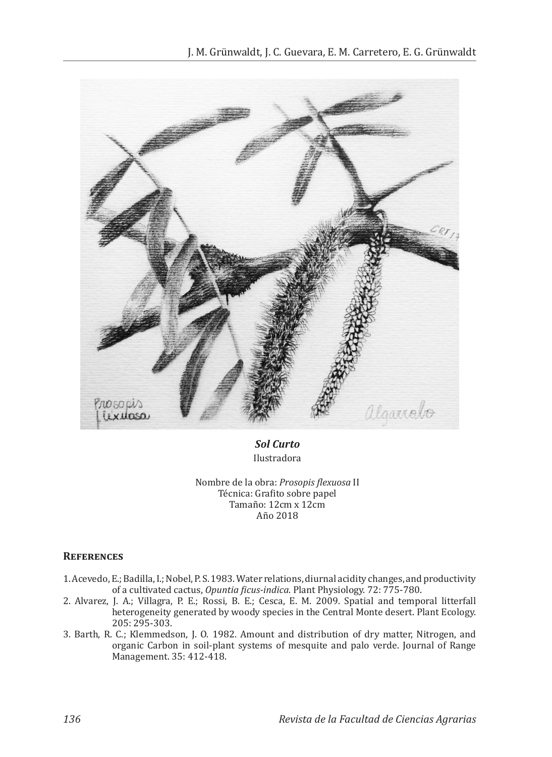***Sol Curto***

Ilustradora

Nombre de la obra: *Prosopis flexuosa* II
Técnica: Grafito sobre papel
Tamaño: 12cm x 12cm
Año 2018

## References

1. Acevedo, E.; Badilla, I.; Nobel, P. S. 1983. Water relations, diurnal acidity changes, and productivity of a cultivated cactus, *Opuntia ficus-indica*. Plant Physiology. 72: 775-780.
2. Alvarez, J. A.; Villagra, P. E.; Rossi, B. E.; Cesca, E. M. 2009. Spatial and temporal litterfall heterogeneity generated by woody species in the Central Monte desert. Plant Ecology. 205: 295-303.
3. Barth, R. C.; Klemmedson, J. O. 1982. Amount and distribution of dry matter, Nitrogen, and organic Carbon in soil-plant systems of mesquite and palo verde. Journal of Range Management. 35: 412-418.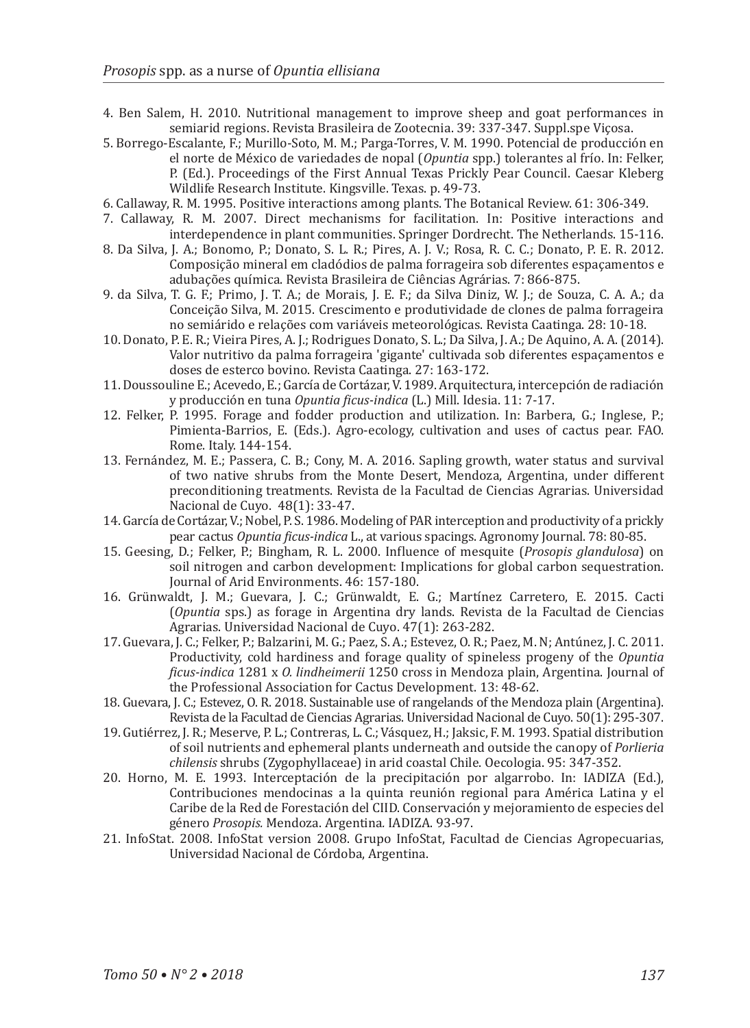4. Ben Salem, H. 2010. Nutritional management to improve sheep and goat performances in semiarid regions. Revista Brasileira de Zootecnia. 39: 337-347. Suppl.spe Viçosa.

5. Borrego-Escalante, F.; Murillo-Soto, M. M.; Parga-Torres, V. M. 1990. Potencial de producción en el norte de México de variedades de nopal (*Opuntia* spp.) tolerantes al frío. In: Felker, P. (Ed.). Proceedings of the First Annual Texas Prickly Pear Council. Caesar Kleberg Wildlife Research Institute. Kingsville. Texas. p. 49-73.

6. Callaway, R. M. 1995. Positive interactions among plants. The Botanical Review. 61: 306-349.

7. Callaway, R. M. 2007. Direct mechanisms for facilitation. In: Positive interactions and interdependence in plant communities. Springer Dordrecht. The Netherlands. 15-116.

8. Da Silva, J. A.; Bonomo, P.; Donato, S. L. R.; Pires, A. J. V.; Rosa, R. C. C.; Donato, P. E. R. 2012. Composição mineral em cladódios de palma forrageira sob diferentes espaçamentos e adubações química. Revista Brasileira de Ciências Agrárias. 7: 866-875.

9. da Silva, T. G. F.; Primo, J. T. A.; de Morais, J. E. F.; da Silva Diniz, W. J.; de Souza, C. A. A.; da Conceição Silva, M. 2015. Crescimento e produtividade de clones de palma forrageira no semiárido e relações com variáveis meteorológicas. Revista Caatinga. 28: 10-18.

10. Donato, P. E. R.; Vieira Pires, A. J.; Rodrigues Donato, S. L.; Da Silva, J. A.; De Aquino, A. A. (2014). Valor nutritivo da palma forrageira 'gigante' cultivada sob diferentes espaçamentos e doses de esterco bovino. Revista Caatinga. 27: 163-172.

11. Doussouline E.; Acevedo, E.; García de Cortázar, V. 1989. Arquitectura, intercepción de radiación y producción en tuna *Opuntia ficus-indica* (L.) Mill. Idesia. 11: 7-17.

12. Felker, P. 1995. Forage and fodder production and utilization. In: Barbera, G.; Inglese, P.; Pimienta-Barrios, E. (Eds.). Agro-ecology, cultivation and uses of cactus pear. FAO. Rome. Italy. 144-154.

13. Fernández, M. E.; Passera, C. B.; Cony, M. A. 2016. Sapling growth, water status and survival of two native shrubs from the Monte Desert, Mendoza, Argentina, under different preconditioning treatments. Revista de la Facultad de Ciencias Agrarias. Universidad Nacional de Cuyo. 48(1): 33-47.

14. García de Cortázar, V.; Nobel, P. S. 1986. Modeling of PAR interception and productivity of a prickly pear cactus *Opuntia ficus-indica* L., at various spacings. Agronomy Journal. 78: 80-85.

15. Geesing, D.; Felker, P.; Bingham, R. L. 2000. Influence of mesquite (*Prosopis glandulosa*) on soil nitrogen and carbon development: Implications for global carbon sequestration. Journal of Arid Environments. 46: 157-180.

16. Grünwaldt, J. M.; Guevara, J. C.; Grünwaldt, E. G.; Martínez Carretero, E. 2015. Cacti (*Opuntia* sps.) as forage in Argentina dry lands. Revista de la Facultad de Ciencias Agrarias. Universidad Nacional de Cuyo. 47(1): 263-282.

17. Guevara, J. C.; Felker, P.; Balzarini, M. G.; Paez, S. A.; Estevez, O. R.; Paez, M. N; Antúnez, J. C. 2011. Productivity, cold hardiness and forage quality of spineless progeny of the *Opuntia ficus-indica* 1281 x *O. lindheimerii* 1250 cross in Mendoza plain, Argentina. Journal of the Professional Association for Cactus Development. 13: 48-62.

18. Guevara, J. C.; Estevez, O. R. 2018. Sustainable use of rangelands of the Mendoza plain (Argentina). Revista de la Facultad de Ciencias Agrarias. Universidad Nacional de Cuyo. 50(1): 295-307.

19. Gutiérrez, J. R.; Meserve, P. L.; Contreras, L. C.; Vásquez, H.; Jaksic, F. M. 1993. Spatial distribution of soil nutrients and ephemeral plants underneath and outside the canopy of *Porlieria chilensis* shrubs (Zygophyllaceae) in arid coastal Chile. Oecologia. 95: 347-352.

20. Horno, M. E. 1993. Interceptación de la precipitación por algarrobo. In: IADIZA (Ed.), Contribuciones mendocinas a la quinta reunión regional para América Latina y el Caribe de la Red de Forestación del CIID. Conservación y mejoramiento de especies del género *Prosopis.* Mendoza. Argentina. IADIZA. 93-97.

21. InfoStat. 2008. InfoStat version 2008. Grupo InfoStat, Facultad de Ciencias Agropecuarias, Universidad Nacional de Córdoba, Argentina.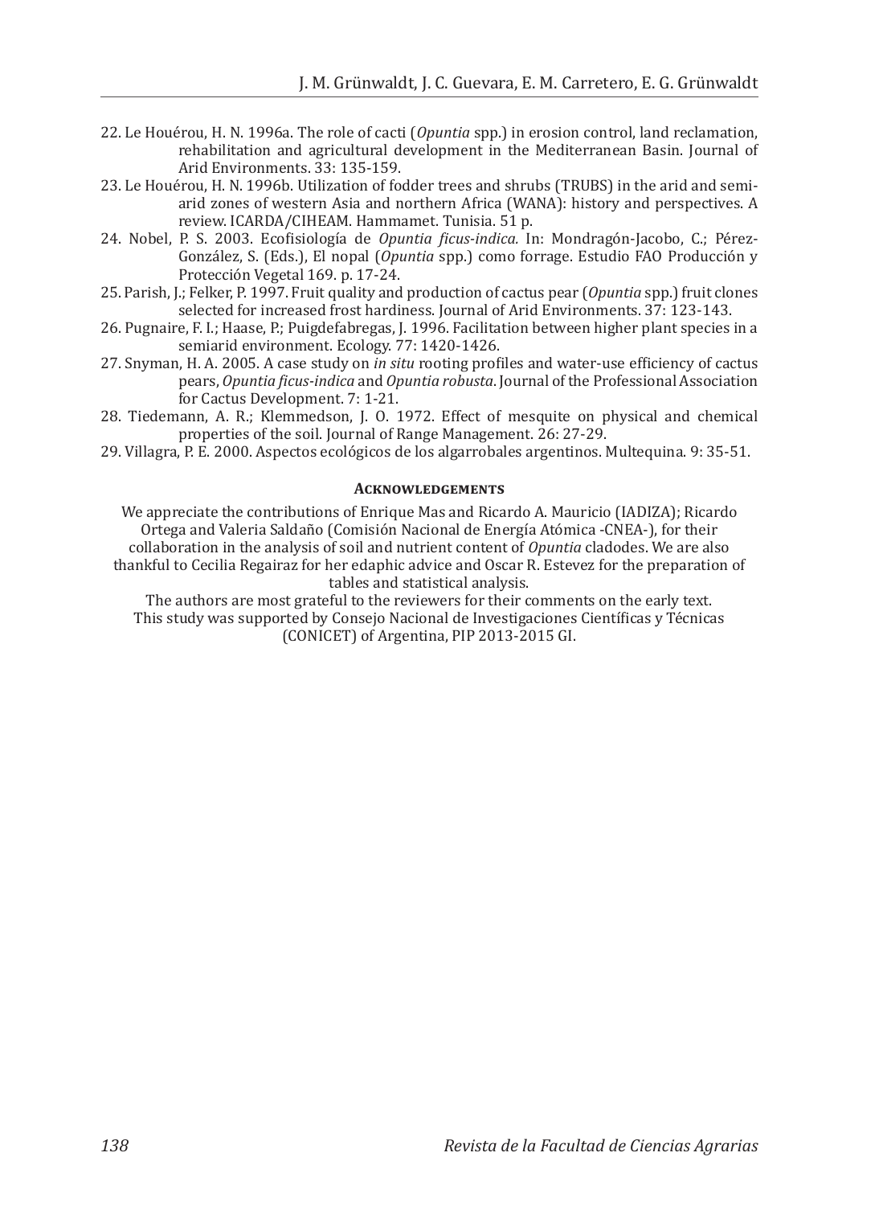22. Le Houérou, H. N. 1996a. The role of cacti (*Opuntia* spp.) in erosion control, land reclamation, rehabilitation and agricultural development in the Mediterranean Basin. Journal of Arid Environments. 33: 135-159.
23. Le Houérou, H. N. 1996b. Utilization of fodder trees and shrubs (TRUBS) in the arid and semi-arid zones of western Asia and northern Africa (WANA): history and perspectives. A review. ICARDA/CIHEAM. Hammamet. Tunisia. 51 p.
24. Nobel, P. S. 2003. Ecofisiología de *Opuntia ficus-indica.* In: Mondragón-Jacobo, C.; Pérez-González, S. (Eds.), El nopal (*Opuntia* spp.) como forrage. Estudio FAO Producción y Protección Vegetal 169. p. 17-24.
25. Parish, J.; Felker, P. 1997. Fruit quality and production of cactus pear (*Opuntia* spp.) fruit clones selected for increased frost hardiness. Journal of Arid Environments. 37: 123-143.
26. Pugnaire, F. I.; Haase, P.; Puigdefabregas, J. 1996. Facilitation between higher plant species in a semiarid environment. Ecology. 77: 1420-1426.
27. Snyman, H. A. 2005. A case study on *in situ* rooting profiles and water-use efficiency of cactus pears, *Opuntia ficus-indica* and *Opuntia robusta*. Journal of the Professional Association for Cactus Development. 7: 1-21.
28. Tiedemann, A. R.; Klemmedson, J. O. 1972. Effect of mesquite on physical and chemical properties of the soil. Journal of Range Management. 26: 27-29.
29. Villagra, P. E. 2000. Aspectos ecológicos de los algarrobales argentinos. Multequina. 9: 35-51.

## Acknowledgements

We appreciate the contributions of Enrique Mas and Ricardo A. Mauricio (IADIZA); Ricardo Ortega and Valeria Saldaño (Comisión Nacional de Energía Atómica -CNEA-), for their collaboration in the analysis of soil and nutrient content of *Opuntia* cladodes. We are also thankful to Cecilia Regairaz for her edaphic advice and Oscar R. Estevez for the preparation of tables and statistical analysis.

The authors are most grateful to the reviewers for their comments on the early text.

This study was supported by Consejo Nacional de Investigaciones Científicas y Técnicas (CONICET) of Argentina, PIP 2013-2015 GI.